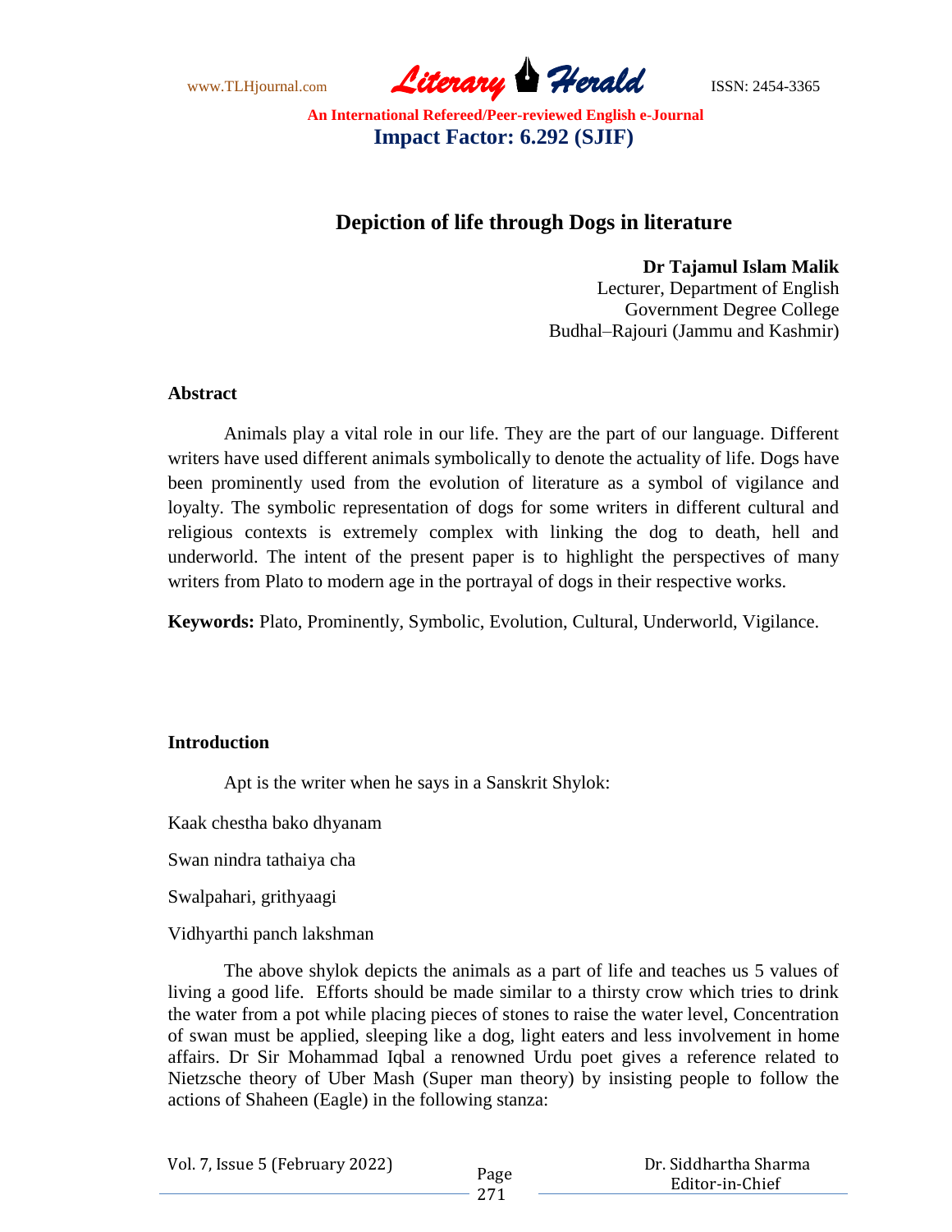# Depiction of life through Dogs in literature

**Dr Tajamul Islam Malik**
Lecturer, Department of English
Government Degree College
Budhal–Rajouri (Jammu and Kashmir)

## Abstract

Animals play a vital role in our life. They are the part of our language. Different writers have used different animals symbolically to denote the actuality of life. Dogs have been prominently used from the evolution of literature as a symbol of vigilance and loyalty. The symbolic representation of dogs for some writers in different cultural and religious contexts is extremely complex with linking the dog to death, hell and underworld. The intent of the present paper is to highlight the perspectives of many writers from Plato to modern age in the portrayal of dogs in their respective works.

**Keywords:** Plato, Prominently, Symbolic, Evolution, Cultural, Underworld, Vigilance.

## Introduction

Apt is the writer when he says in a Sanskrit Shylok:

Kaak chestha bako dhyanam

Swan nindra tathaiya cha

Swalpahari, grithyaagi

Vidhyarthi panch lakshman

The above shylok depicts the animals as a part of life and teaches us 5 values of living a good life. Efforts should be made similar to a thirsty crow which tries to drink the water from a pot while placing pieces of stones to raise the water level, Concentration of swan must be applied, sleeping like a dog, light eaters and less involvement in home affairs. Dr Sir Mohammad Iqbal a renowned Urdu poet gives a reference related to Nietzsche theory of Uber Mash (Super man theory) by insisting people to follow the actions of Shaheen (Eagle) in the following stanza: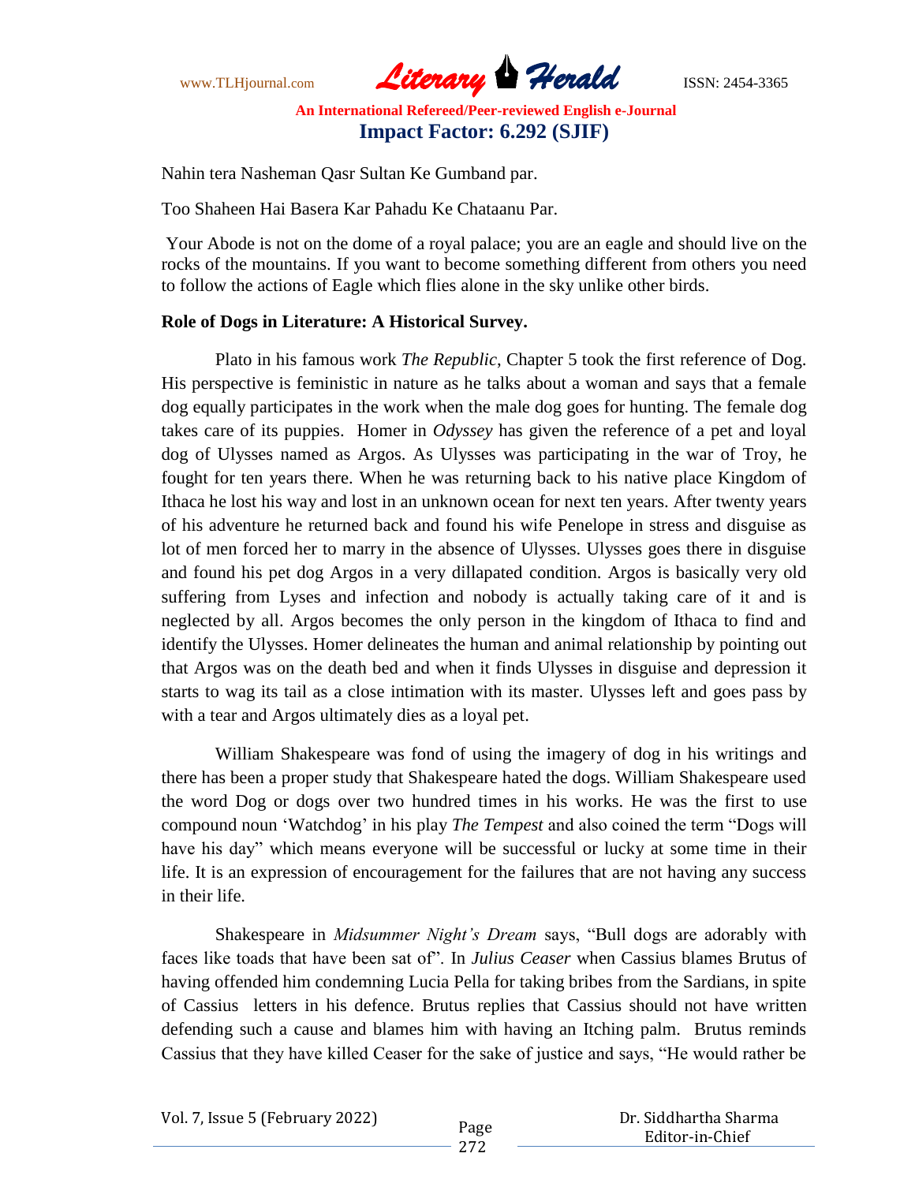Nahin tera Nasheman Qasr Sultan Ke Gumband par.

Too Shaheen Hai Basera Kar Pahadu Ke Chataanu Par.

Your Abode is not on the dome of a royal palace; you are an eagle and should live on the rocks of the mountains. If you want to become something different from others you need to follow the actions of Eagle which flies alone in the sky unlike other birds.

**Role of Dogs in Literature: A Historical Survey.**

Plato in his famous work *The Republic*, Chapter 5 took the first reference of Dog. His perspective is feministic in nature as he talks about a woman and says that a female dog equally participates in the work when the male dog goes for hunting. The female dog takes care of its puppies. Homer in *Odyssey* has given the reference of a pet and loyal dog of Ulysses named as Argos. As Ulysses was participating in the war of Troy, he fought for ten years there. When he was returning back to his native place Kingdom of Ithaca he lost his way and lost in an unknown ocean for next ten years. After twenty years of his adventure he returned back and found his wife Penelope in stress and disguise as lot of men forced her to marry in the absence of Ulysses. Ulysses goes there in disguise and found his pet dog Argos in a very dillapated condition. Argos is basically very old suffering from Lyses and infection and nobody is actually taking care of it and is neglected by all. Argos becomes the only person in the kingdom of Ithaca to find and identify the Ulysses. Homer delineates the human and animal relationship by pointing out that Argos was on the death bed and when it finds Ulysses in disguise and depression it starts to wag its tail as a close intimation with its master. Ulysses left and goes pass by with a tear and Argos ultimately dies as a loyal pet.

William Shakespeare was fond of using the imagery of dog in his writings and there has been a proper study that Shakespeare hated the dogs. William Shakespeare used the word Dog or dogs over two hundred times in his works. He was the first to use compound noun 'Watchdog' in his play *The Tempest* and also coined the term "Dogs will have his day" which means everyone will be successful or lucky at some time in their life. It is an expression of encouragement for the failures that are not having any success in their life.

Shakespeare in *Midsummer Night's Dream* says, "Bull dogs are adorably with faces like toads that have been sat of". In *Julius Ceaser* when Cassius blames Brutus of having offended him condemning Lucia Pella for taking bribes from the Sardians, in spite of Cassius letters in his defence. Brutus replies that Cassius should not have written defending such a cause and blames him with having an Itching palm. Brutus reminds Cassius that they have killed Ceaser for the sake of justice and says, "He would rather be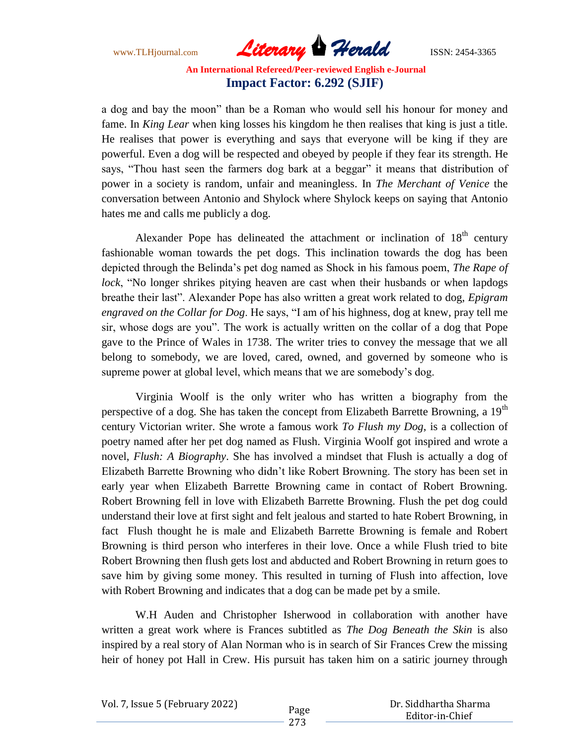a dog and bay the moon" than be a Roman who would sell his honour for money and fame. In *King Lear* when king losses his kingdom he then realises that king is just a title. He realises that power is everything and says that everyone will be king if they are powerful. Even a dog will be respected and obeyed by people if they fear its strength. He says, "Thou hast seen the farmers dog bark at a beggar" it means that distribution of power in a society is random, unfair and meaningless. In *The Merchant of Venice* the conversation between Antonio and Shylock where Shylock keeps on saying that Antonio hates me and calls me publicly a dog.

Alexander Pope has delineated the attachment or inclination of $18^{th}$ century fashionable woman towards the pet dogs. This inclination towards the dog has been depicted through the Belinda's pet dog named as Shock in his famous poem, *The Rape of lock*, "No longer shrikes pitying heaven are cast when their husbands or when lapdogs breathe their last". Alexander Pope has also written a great work related to dog, *Epigram engraved on the Collar for Dog*. He says, "I am of his highness, dog at knew, pray tell me sir, whose dogs are you". The work is actually written on the collar of a dog that Pope gave to the Prince of Wales in 1738. The writer tries to convey the message that we all belong to somebody, we are loved, cared, owned, and governed by someone who is supreme power at global level, which means that we are somebody's dog.

Virginia Woolf is the only writer who has written a biography from the perspective of a dog. She has taken the concept from Elizabeth Barrette Browning, a $19^{th}$ century Victorian writer. She wrote a famous work *To Flush my Dog*, is a collection of poetry named after her pet dog named as Flush. Virginia Woolf got inspired and wrote a novel, *Flush: A Biography*. She has involved a mindset that Flush is actually a dog of Elizabeth Barrette Browning who didn't like Robert Browning. The story has been set in early year when Elizabeth Barrette Browning came in contact of Robert Browning. Robert Browning fell in love with Elizabeth Barrette Browning. Flush the pet dog could understand their love at first sight and felt jealous and started to hate Robert Browning, in fact Flush thought he is male and Elizabeth Barrette Browning is female and Robert Browning is third person who interferes in their love. Once a while Flush tried to bite Robert Browning then flush gets lost and abducted and Robert Browning in return goes to save him by giving some money. This resulted in turning of Flush into affection, love with Robert Browning and indicates that a dog can be made pet by a smile.

W.H Auden and Christopher Isherwood in collaboration with another have written a great work where is Frances subtitled as *The Dog Beneath the Skin* is also inspired by a real story of Alan Norman who is in search of Sir Frances Crew the missing heir of honey pot Hall in Crew. His pursuit has taken him on a satiric journey through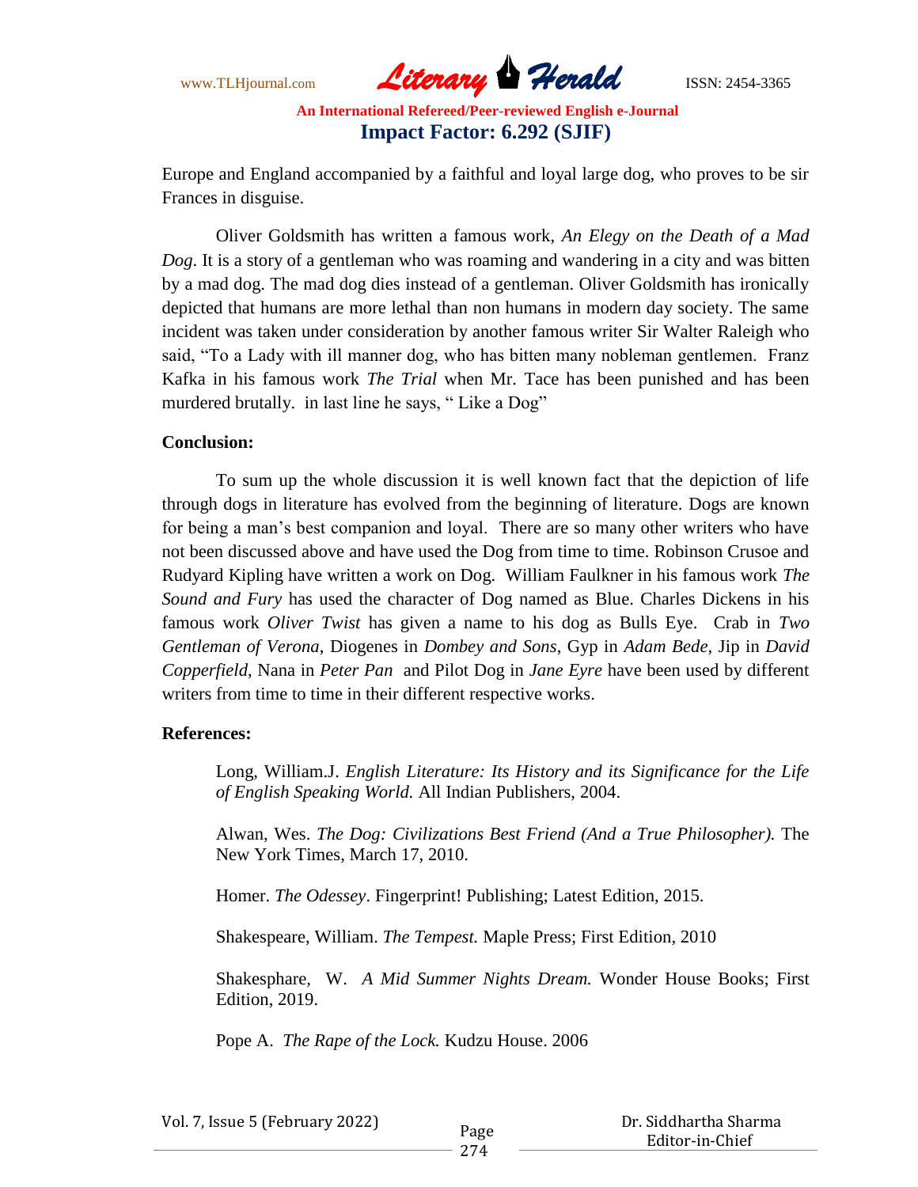Europe and England accompanied by a faithful and loyal large dog, who proves to be sir Frances in disguise.

Oliver Goldsmith has written a famous work, *An Elegy on the Death of a Mad Dog*. It is a story of a gentleman who was roaming and wandering in a city and was bitten by a mad dog. The mad dog dies instead of a gentleman. Oliver Goldsmith has ironically depicted that humans are more lethal than non humans in modern day society. The same incident was taken under consideration by another famous writer Sir Walter Raleigh who said, "To a Lady with ill manner dog, who has bitten many nobleman gentlemen. Franz Kafka in his famous work *The Trial* when Mr. Tace has been punished and has been murdered brutally. in last line he says, " Like a Dog"

**Conclusion:**

To sum up the whole discussion it is well known fact that the depiction of life through dogs in literature has evolved from the beginning of literature. Dogs are known for being a man's best companion and loyal. There are so many other writers who have not been discussed above and have used the Dog from time to time. Robinson Crusoe and Rudyard Kipling have written a work on Dog. William Faulkner in his famous work *The Sound and Fury* has used the character of Dog named as Blue. Charles Dickens in his famous work *Oliver Twist* has given a name to his dog as Bulls Eye. Crab in *Two Gentleman of Verona*, Diogenes in *Dombey and Sons*, Gyp in *Adam Bede*, Jip in *David Copperfield*, Nana in *Peter Pan* and Pilot Dog in *Jane Eyre* have been used by different writers from time to time in their different respective works.

**References:**

Long, William.J. *English Literature: Its History and its Significance for the Life of English Speaking World.* All Indian Publishers, 2004.

Alwan, Wes. *The Dog: Civilizations Best Friend (And a True Philosopher).* The New York Times, March 17, 2010.

Homer. *The Odessey*. Fingerprint! Publishing; Latest Edition, 2015.

Shakespeare, William. *The Tempest.* Maple Press; First Edition, 2010

Shakesphare, W. *A Mid Summer Nights Dream.* Wonder House Books; First Edition, 2019.

Pope A. *The Rape of the Lock.* Kudzu House. 2006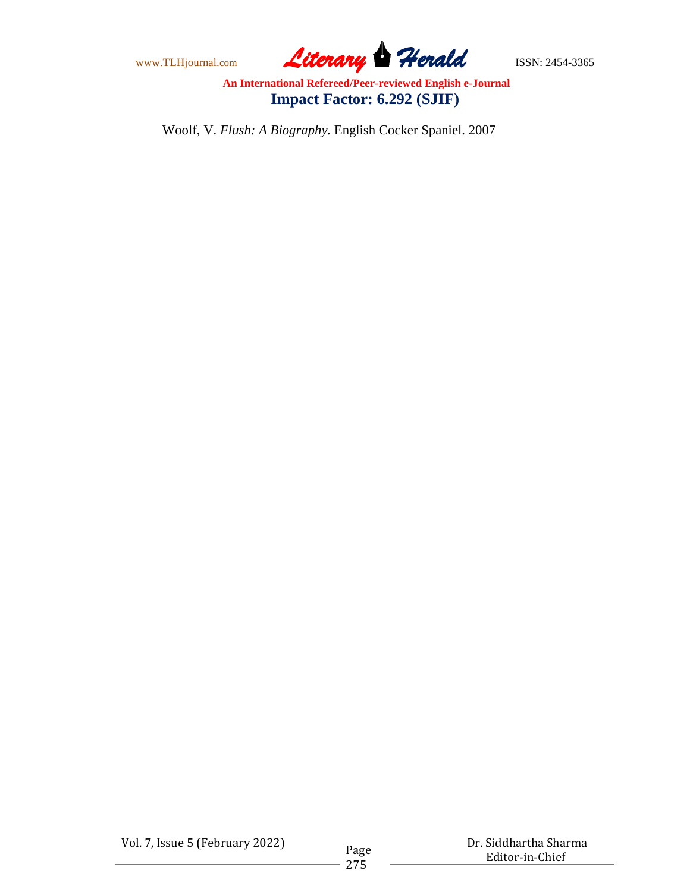Woolf, V. *Flush: A Biography.* English Cocker Spaniel. 2007